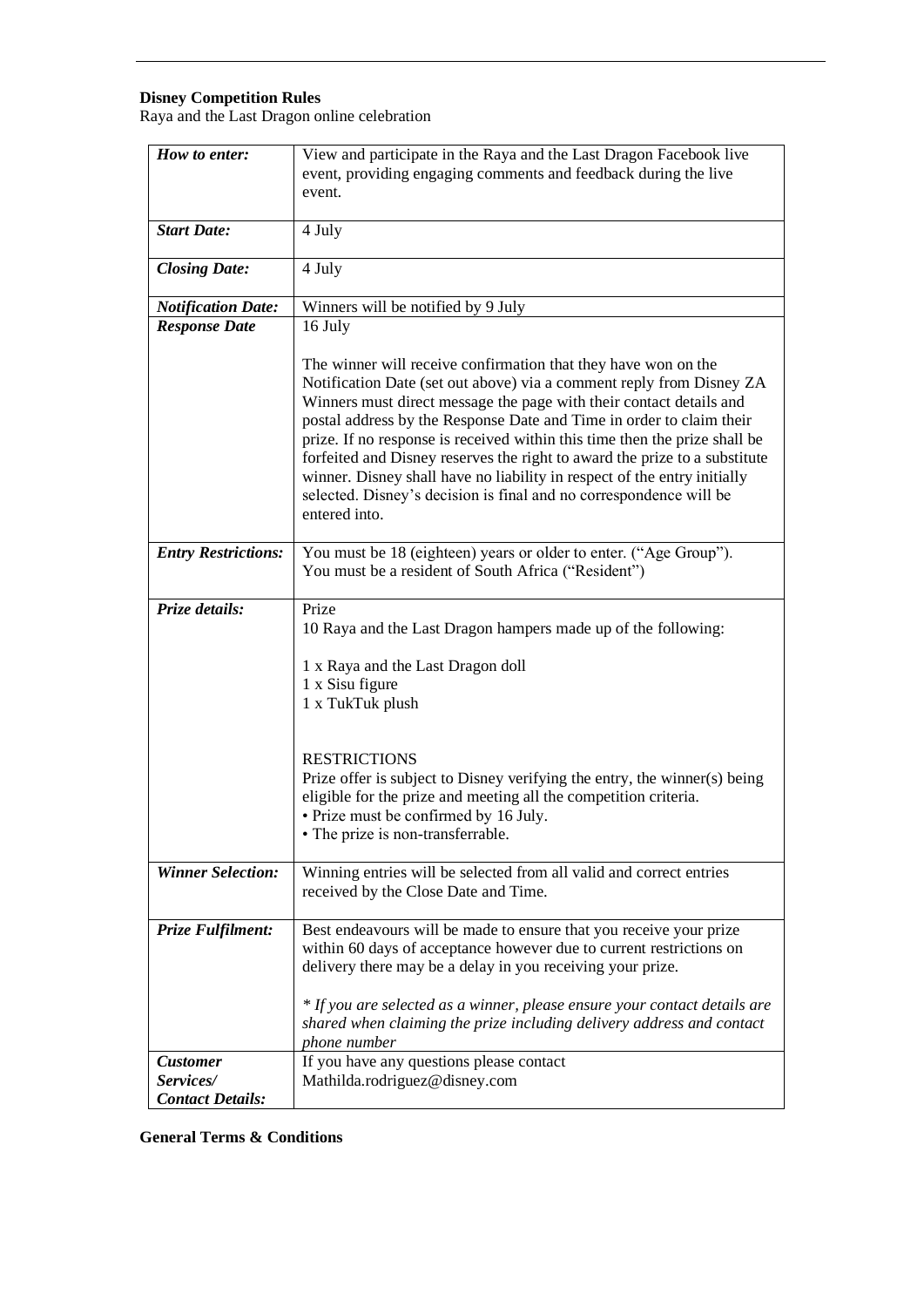**Disney Competition Rules**

Raya and the Last Dragon online celebration

| | |
|---|---|
| ***How to enter:*** | View and participate in the Raya and the Last Dragon Facebook live event, providing engaging comments and feedback during the live event. |
| ***Start Date:*** | 4 July |
| ***Closing Date:*** | 4 July |
| ***Notification Date:*** | Winners will be notified by 9 July |
| ***Response Date*** | 16 July<br><br>The winner will receive confirmation that they have won on the Notification Date (set out above) via a comment reply from Disney ZA Winners must direct message the page with their contact details and postal address by the Response Date and Time in order to claim their prize. If no response is received within this time then the prize shall be forfeited and Disney reserves the right to award the prize to a substitute winner. Disney shall have no liability in respect of the entry initially selected. Disney's decision is final and no correspondence will be entered into. |
| ***Entry Restrictions:*** | You must be 18 (eighteen) years or older to enter. ("Age Group").<br>You must be a resident of South Africa ("Resident") |
| ***Prize details:*** | Prize<br>10 Raya and the Last Dragon hampers made up of the following:<br><br>1 x Raya and the Last Dragon doll<br>1 x Sisu figure<br>1 x TukTuk plush<br><br>RESTRICTIONS<br>Prize offer is subject to Disney verifying the entry, the winner(s) being eligible for the prize and meeting all the competition criteria.<br>• Prize must be confirmed by 16 July.<br>• The prize is non-transferrable. |
| ***Winner Selection:*** | Winning entries will be selected from all valid and correct entries received by the Close Date and Time. |
| ***Prize Fulfilment:*** | Best endeavours will be made to ensure that you receive your prize within 60 days of acceptance however due to current restrictions on delivery there may be a delay in you receiving your prize.<br><br>*\* If you are selected as a winner, please ensure your contact details are shared when claiming the prize including delivery address and contact phone number* |
| ***Customer Services/ Contact Details:*** | If you have any questions please contact<br>Mathilda.rodriguez@disney.com |

**General Terms & Conditions**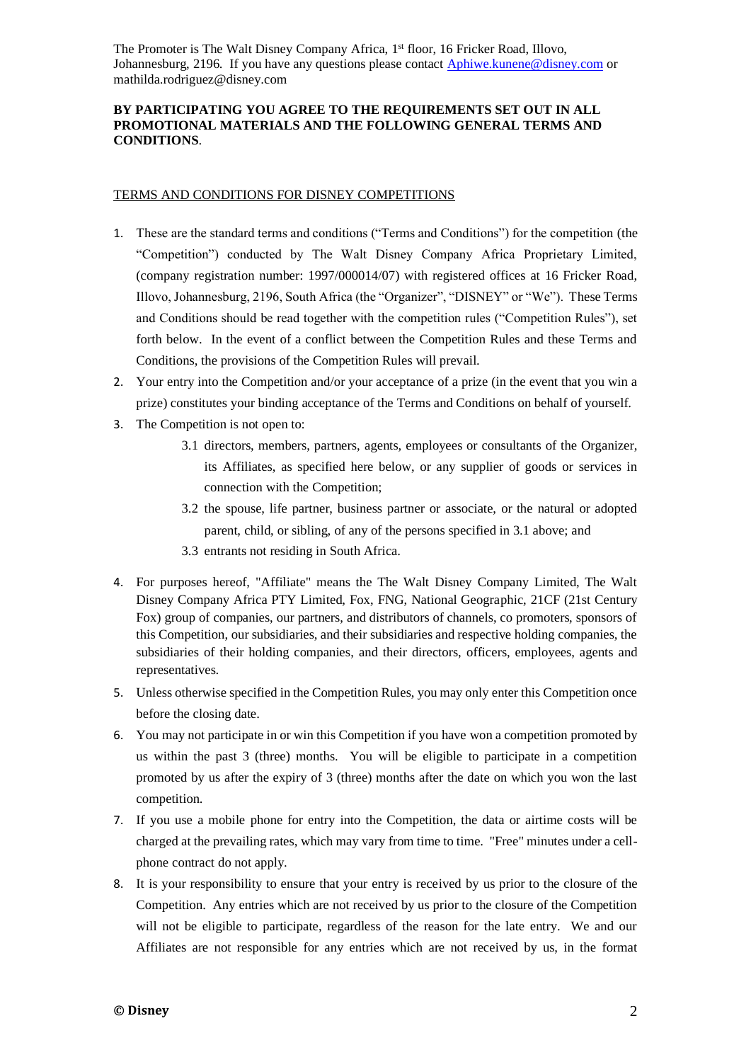The Promoter is The Walt Disney Company Africa, 1st floor, 16 Fricker Road, Illovo, Johannesburg, 2196. If you have any questions please contact Aphiwe.kunene@disney.com or mathilda.rodriguez@disney.com

**BY PARTICIPATING YOU AGREE TO THE REQUIREMENTS SET OUT IN ALL PROMOTIONAL MATERIALS AND THE FOLLOWING GENERAL TERMS AND CONDITIONS**.

TERMS AND CONDITIONS FOR DISNEY COMPETITIONS

1. These are the standard terms and conditions ("Terms and Conditions") for the competition (the "Competition") conducted by The Walt Disney Company Africa Proprietary Limited, (company registration number: 1997/000014/07) with registered offices at 16 Fricker Road, Illovo, Johannesburg, 2196, South Africa (the "Organizer", "DISNEY" or "We"). These Terms and Conditions should be read together with the competition rules ("Competition Rules"), set forth below. In the event of a conflict between the Competition Rules and these Terms and Conditions, the provisions of the Competition Rules will prevail.
2. Your entry into the Competition and/or your acceptance of a prize (in the event that you win a prize) constitutes your binding acceptance of the Terms and Conditions on behalf of yourself.
3. The Competition is not open to:
   - 3.1 directors, members, partners, agents, employees or consultants of the Organizer, its Affiliates, as specified here below, or any supplier of goods or services in connection with the Competition;
   - 3.2 the spouse, life partner, business partner or associate, or the natural or adopted parent, child, or sibling, of any of the persons specified in 3.1 above; and
   - 3.3 entrants not residing in South Africa.
4. For purposes hereof, "Affiliate" means the The Walt Disney Company Limited, The Walt Disney Company Africa PTY Limited, Fox, FNG, National Geographic, 21CF (21st Century Fox) group of companies, our partners, and distributors of channels, co promoters, sponsors of this Competition, our subsidiaries, and their subsidiaries and respective holding companies, the subsidiaries of their holding companies, and their directors, officers, employees, agents and representatives.
5. Unless otherwise specified in the Competition Rules, you may only enter this Competition once before the closing date.
6. You may not participate in or win this Competition if you have won a competition promoted by us within the past 3 (three) months. You will be eligible to participate in a competition promoted by us after the expiry of 3 (three) months after the date on which you won the last competition.
7. If you use a mobile phone for entry into the Competition, the data or airtime costs will be charged at the prevailing rates, which may vary from time to time. "Free" minutes under a cell-phone contract do not apply.
8. It is your responsibility to ensure that your entry is received by us prior to the closure of the Competition. Any entries which are not received by us prior to the closure of the Competition will not be eligible to participate, regardless of the reason for the late entry. We and our Affiliates are not responsible for any entries which are not received by us, in the format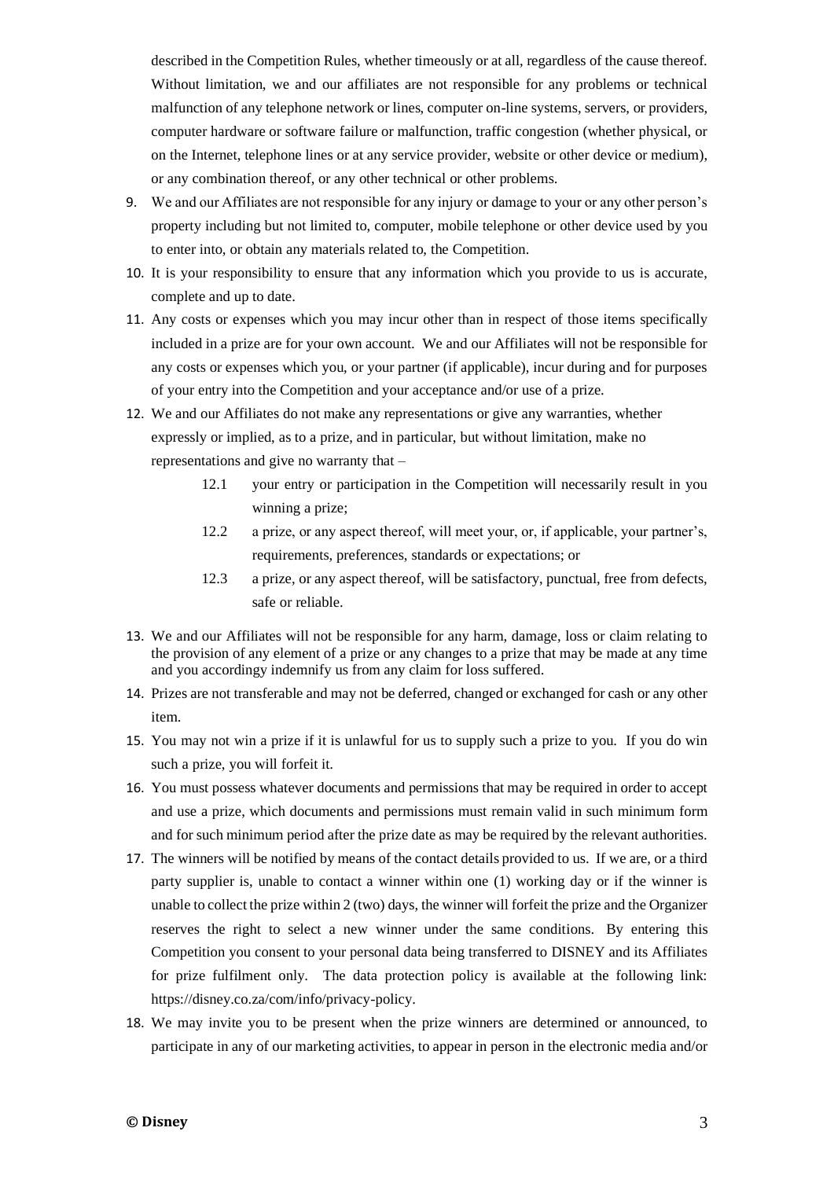described in the Competition Rules, whether timeously or at all, regardless of the cause thereof. Without limitation, we and our affiliates are not responsible for any problems or technical malfunction of any telephone network or lines, computer on-line systems, servers, or providers, computer hardware or software failure or malfunction, traffic congestion (whether physical, or on the Internet, telephone lines or at any service provider, website or other device or medium), or any combination thereof, or any other technical or other problems.

9. We and our Affiliates are not responsible for any injury or damage to your or any other person's property including but not limited to, computer, mobile telephone or other device used by you to enter into, or obtain any materials related to, the Competition.
10. It is your responsibility to ensure that any information which you provide to us is accurate, complete and up to date.
11. Any costs or expenses which you may incur other than in respect of those items specifically included in a prize are for your own account. We and our Affiliates will not be responsible for any costs or expenses which you, or your partner (if applicable), incur during and for purposes of your entry into the Competition and your acceptance and/or use of a prize.
12. We and our Affiliates do not make any representations or give any warranties, whether expressly or implied, as to a prize, and in particular, but without limitation, make no representations and give no warranty that –
    - 12.1 your entry or participation in the Competition will necessarily result in you winning a prize;
    - 12.2 a prize, or any aspect thereof, will meet your, or, if applicable, your partner's, requirements, preferences, standards or expectations; or
    - 12.3 a prize, or any aspect thereof, will be satisfactory, punctual, free from defects, safe or reliable.
13. We and our Affiliates will not be responsible for any harm, damage, loss or claim relating to the provision of any element of a prize or any changes to a prize that may be made at any time and you accordingy indemnify us from any claim for loss suffered.
14. Prizes are not transferable and may not be deferred, changed or exchanged for cash or any other item.
15. You may not win a prize if it is unlawful for us to supply such a prize to you. If you do win such a prize, you will forfeit it.
16. You must possess whatever documents and permissions that may be required in order to accept and use a prize, which documents and permissions must remain valid in such minimum form and for such minimum period after the prize date as may be required by the relevant authorities.
17. The winners will be notified by means of the contact details provided to us. If we are, or a third party supplier is, unable to contact a winner within one (1) working day or if the winner is unable to collect the prize within 2 (two) days, the winner will forfeit the prize and the Organizer reserves the right to select a new winner under the same conditions. By entering this Competition you consent to your personal data being transferred to DISNEY and its Affiliates for prize fulfilment only. The data protection policy is available at the following link: https://disney.co.za/com/info/privacy-policy.
18. We may invite you to be present when the prize winners are determined or announced, to participate in any of our marketing activities, to appear in person in the electronic media and/or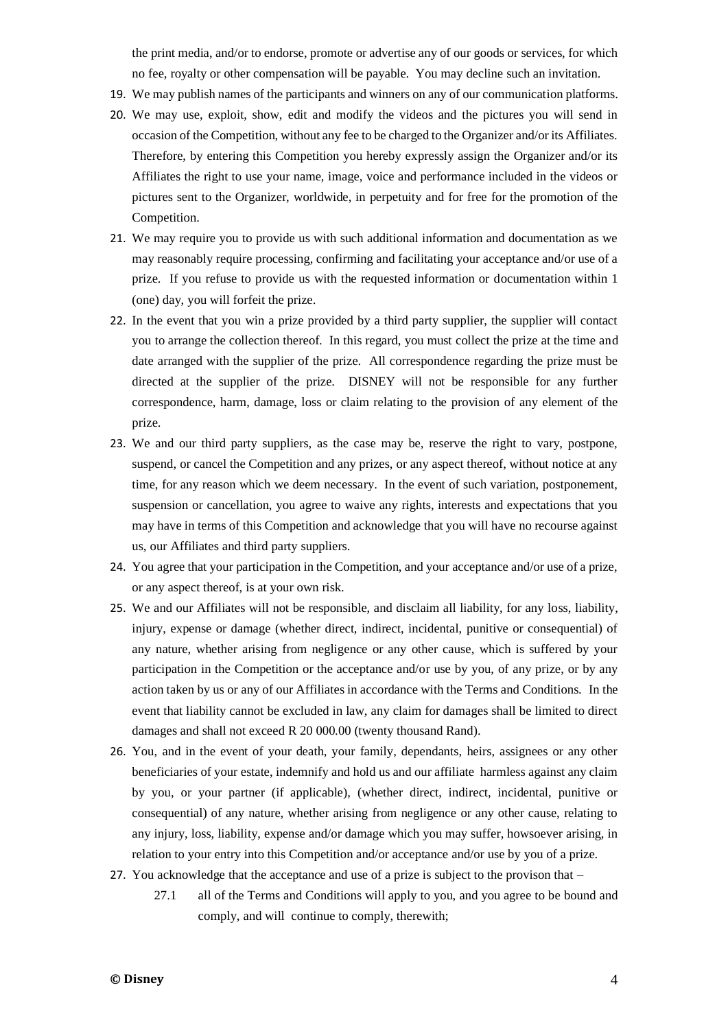the print media, and/or to endorse, promote or advertise any of our goods or services, for which no fee, royalty or other compensation will be payable. You may decline such an invitation.

19. We may publish names of the participants and winners on any of our communication platforms.
20. We may use, exploit, show, edit and modify the videos and the pictures you will send in occasion of the Competition, without any fee to be charged to the Organizer and/or its Affiliates. Therefore, by entering this Competition you hereby expressly assign the Organizer and/or its Affiliates the right to use your name, image, voice and performance included in the videos or pictures sent to the Organizer, worldwide, in perpetuity and for free for the promotion of the Competition.
21. We may require you to provide us with such additional information and documentation as we may reasonably require processing, confirming and facilitating your acceptance and/or use of a prize. If you refuse to provide us with the requested information or documentation within 1 (one) day, you will forfeit the prize.
22. In the event that you win a prize provided by a third party supplier, the supplier will contact you to arrange the collection thereof. In this regard, you must collect the prize at the time and date arranged with the supplier of the prize. All correspondence regarding the prize must be directed at the supplier of the prize. DISNEY will not be responsible for any further correspondence, harm, damage, loss or claim relating to the provision of any element of the prize.
23. We and our third party suppliers, as the case may be, reserve the right to vary, postpone, suspend, or cancel the Competition and any prizes, or any aspect thereof, without notice at any time, for any reason which we deem necessary. In the event of such variation, postponement, suspension or cancellation, you agree to waive any rights, interests and expectations that you may have in terms of this Competition and acknowledge that you will have no recourse against us, our Affiliates and third party suppliers.
24. You agree that your participation in the Competition, and your acceptance and/or use of a prize, or any aspect thereof, is at your own risk.
25. We and our Affiliates will not be responsible, and disclaim all liability, for any loss, liability, injury, expense or damage (whether direct, indirect, incidental, punitive or consequential) of any nature, whether arising from negligence or any other cause, which is suffered by your participation in the Competition or the acceptance and/or use by you, of any prize, or by any action taken by us or any of our Affiliates in accordance with the Terms and Conditions. In the event that liability cannot be excluded in law, any claim for damages shall be limited to direct damages and shall not exceed R 20 000.00 (twenty thousand Rand).
26. You, and in the event of your death, your family, dependants, heirs, assignees or any other beneficiaries of your estate, indemnify and hold us and our affiliate harmless against any claim by you, or your partner (if applicable), (whether direct, indirect, incidental, punitive or consequential) of any nature, whether arising from negligence or any other cause, relating to any injury, loss, liability, expense and/or damage which you may suffer, howsoever arising, in relation to your entry into this Competition and/or acceptance and/or use by you of a prize.
27. You acknowledge that the acceptance and use of a prize is subject to the provison that –
    - 27.1 all of the Terms and Conditions will apply to you, and you agree to be bound and comply, and will continue to comply, therewith;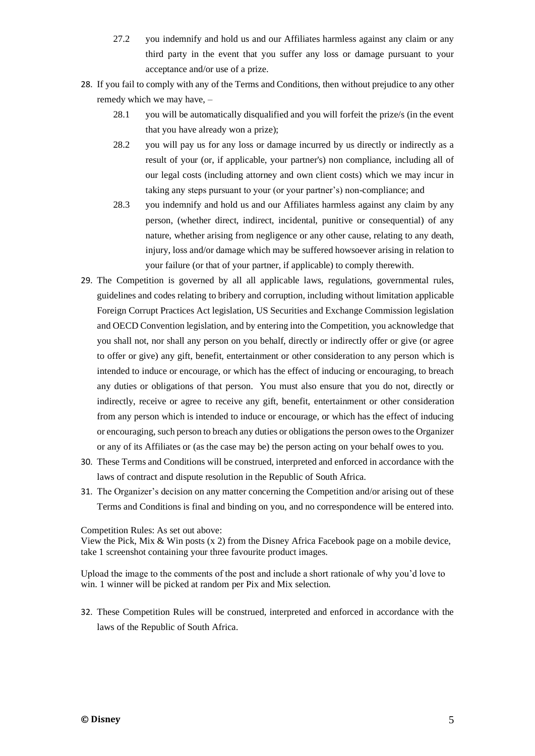27.2 you indemnify and hold us and our Affiliates harmless against any claim or any third party in the event that you suffer any loss or damage pursuant to your acceptance and/or use of a prize.

28. If you fail to comply with any of the Terms and Conditions, then without prejudice to any other remedy which we may have, –

    28.1 you will be automatically disqualified and you will forfeit the prize/s (in the event that you have already won a prize);

    28.2 you will pay us for any loss or damage incurred by us directly or indirectly as a result of your (or, if applicable, your partner's) non compliance, including all of our legal costs (including attorney and own client costs) which we may incur in taking any steps pursuant to your (or your partner's) non-compliance; and

    28.3 you indemnify and hold us and our Affiliates harmless against any claim by any person, (whether direct, indirect, incidental, punitive or consequential) of any nature, whether arising from negligence or any other cause, relating to any death, injury, loss and/or damage which may be suffered howsoever arising in relation to your failure (or that of your partner, if applicable) to comply therewith.

29. The Competition is governed by all all applicable laws, regulations, governmental rules, guidelines and codes relating to bribery and corruption, including without limitation applicable Foreign Corrupt Practices Act legislation, US Securities and Exchange Commission legislation and OECD Convention legislation, and by entering into the Competition, you acknowledge that you shall not, nor shall any person on you behalf, directly or indirectly offer or give (or agree to offer or give) any gift, benefit, entertainment or other consideration to any person which is intended to induce or encourage, or which has the effect of inducing or encouraging, to breach any duties or obligations of that person. You must also ensure that you do not, directly or indirectly, receive or agree to receive any gift, benefit, entertainment or other consideration from any person which is intended to induce or encourage, or which has the effect of inducing or encouraging, such person to breach any duties or obligations the person owes to the Organizer or any of its Affiliates or (as the case may be) the person acting on your behalf owes to you.

30. These Terms and Conditions will be construed, interpreted and enforced in accordance with the laws of contract and dispute resolution in the Republic of South Africa.

31. The Organizer's decision on any matter concerning the Competition and/or arising out of these Terms and Conditions is final and binding on you, and no correspondence will be entered into.

Competition Rules: As set out above:
View the Pick, Mix & Win posts (x 2) from the Disney Africa Facebook page on a mobile device, take 1 screenshot containing your three favourite product images.

Upload the image to the comments of the post and include a short rationale of why you'd love to win. 1 winner will be picked at random per Pix and Mix selection.

32. These Competition Rules will be construed, interpreted and enforced in accordance with the laws of the Republic of South Africa.

**© Disney**